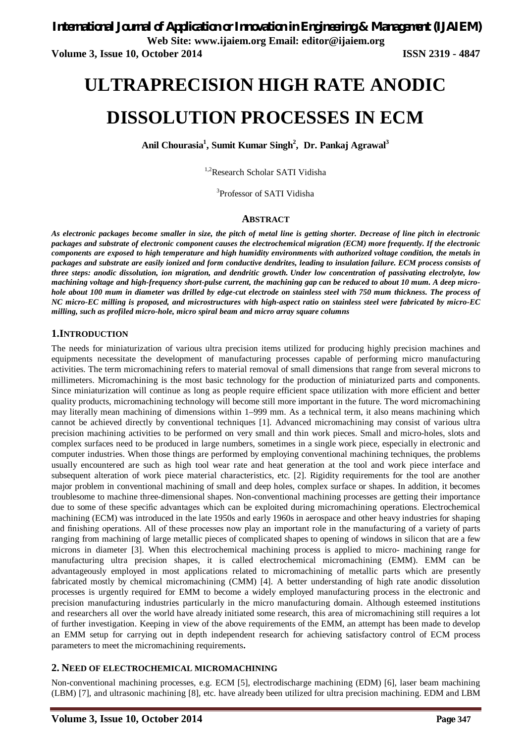# ULTRAPRECISION HIGH RATE ANODIC DISSOLUTION PROCESSES IN ECM

**Anil Chourasia[1], Sumit Kumar Singh[2], Dr. Pankaj Agrawal[3]**

[1,2]Research Scholar SATI Vidisha

[3]Professor of SATI Vidisha

## ABSTRACT

***As electronic packages become smaller in size, the pitch of metal line is getting shorter. Decrease of line pitch in electronic packages and substrate of electronic component causes the electrochemical migration (ECM) more frequently. If the electronic components are exposed to high temperature and high humidity environments with authorized voltage condition, the metals in packages and substrate are easily ionized and form conductive dendrites, leading to insulation failure. ECM process consists of three steps: anodic dissolution, ion migration, and dendritic growth. Under low concentration of passivating electrolyte, low machining voltage and high-frequency short-pulse current, the machining gap can be reduced to about 10 mum. A deep micro-hole about 100 mum in diameter was drilled by edge-cut electrode on stainless steel with 750 mum thickness. The process of NC micro-EC milling is proposed, and microstructures with high-aspect ratio on stainless steel were fabricated by micro-EC milling, such as profiled micro-hole, micro spiral beam and micro array square columns***

## 1.INTRODUCTION

The needs for miniaturization of various ultra precision items utilized for producing highly precision machines and equipments necessitate the development of manufacturing processes capable of performing micro manufacturing activities. The term micromachining refers to material removal of small dimensions that range from several microns to millimeters. Micromachining is the most basic technology for the production of miniaturized parts and components. Since miniaturization will continue as long as people require efficient space utilization with more efficient and better quality products, micromachining technology will become still more important in the future. The word micromachining may literally mean machining of dimensions within 1–999 mm. As a technical term, it also means machining which cannot be achieved directly by conventional techniques [1]. Advanced micromachining may consist of various ultra precision machining activities to be performed on very small and thin work pieces. Small and micro-holes, slots and complex surfaces need to be produced in large numbers, sometimes in a single work piece, especially in electronic and computer industries. When those things are performed by employing conventional machining techniques, the problems usually encountered are such as high tool wear rate and heat generation at the tool and work piece interface and subsequent alteration of work piece material characteristics, etc. [2]. Rigidity requirements for the tool are another major problem in conventional machining of small and deep holes, complex surface or shapes. In addition, it becomes troublesome to machine three-dimensional shapes. Non-conventional machining processes are getting their importance due to some of these specific advantages which can be exploited during micromachining operations. Electrochemical machining (ECM) was introduced in the late 1950s and early 1960s in aerospace and other heavy industries for shaping and finishing operations. All of these processes now play an important role in the manufacturing of a variety of parts ranging from machining of large metallic pieces of complicated shapes to opening of windows in silicon that are a few microns in diameter [3]. When this electrochemical machining process is applied to micro- machining range for manufacturing ultra precision shapes, it is called electrochemical micromachining (EMM). EMM can be advantageously employed in most applications related to micromachining of metallic parts which are presently fabricated mostly by chemical micromachining (CMM) [4]. A better understanding of high rate anodic dissolution processes is urgently required for EMM to become a widely employed manufacturing process in the electronic and precision manufacturing industries particularly in the micro manufacturing domain. Although esteemed institutions and researchers all over the world have already initiated some research, this area of micromachining still requires a lot of further investigation. Keeping in view of the above requirements of the EMM, an attempt has been made to develop an EMM setup for carrying out in depth independent research for achieving satisfactory control of ECM process parameters to meet the micromachining requirements**.**

## 2. NEED OF ELECTROCHEMICAL MICROMACHINING

Non-conventional machining processes, e.g. ECM [5], electrodischarge machining (EDM) [6], laser beam machining (LBM) [7], and ultrasonic machining [8], etc. have already been utilized for ultra precision machining. EDM and LBM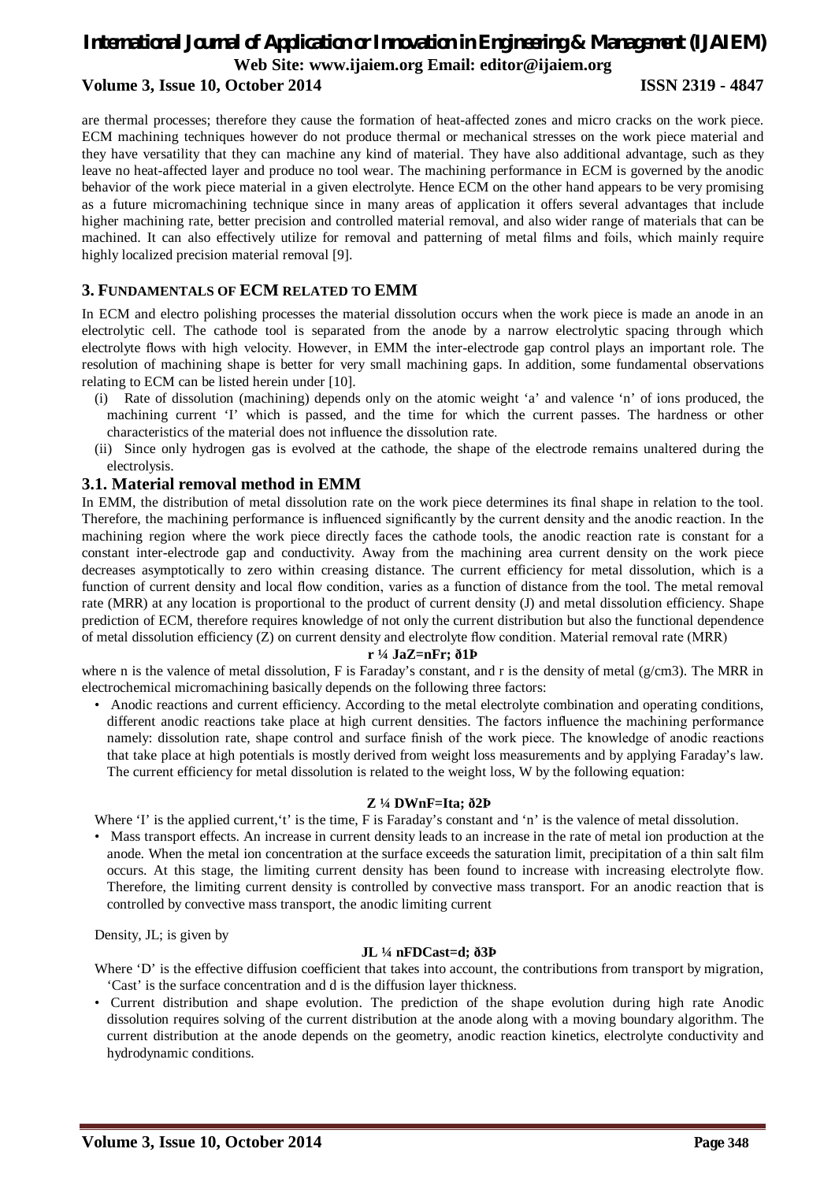are thermal processes; therefore they cause the formation of heat-affected zones and micro cracks on the work piece. ECM machining techniques however do not produce thermal or mechanical stresses on the work piece material and they have versatility that they can machine any kind of material. They have also additional advantage, such as they leave no heat-affected layer and produce no tool wear. The machining performance in ECM is governed by the anodic behavior of the work piece material in a given electrolyte. Hence ECM on the other hand appears to be very promising as a future micromachining technique since in many areas of application it offers several advantages that include higher machining rate, better precision and controlled material removal, and also wider range of materials that can be machined. It can also effectively utilize for removal and patterning of metal films and foils, which mainly require highly localized precision material removal [9].

## 3. FUNDAMENTALS OF ECM RELATED TO EMM

In ECM and electro polishing processes the material dissolution occurs when the work piece is made an anode in an electrolytic cell. The cathode tool is separated from the anode by a narrow electrolytic spacing through which electrolyte flows with high velocity. However, in EMM the inter-electrode gap control plays an important role. The resolution of machining shape is better for very small machining gaps. In addition, some fundamental observations relating to ECM can be listed herein under [10].

(i) Rate of dissolution (machining) depends only on the atomic weight 'a' and valence 'n' of ions produced, the machining current 'I' which is passed, and the time for which the current passes. The hardness or other characteristics of the material does not influence the dissolution rate.

(ii) Since only hydrogen gas is evolved at the cathode, the shape of the electrode remains unaltered during the electrolysis.

### 3.1. Material removal method in EMM

In EMM, the distribution of metal dissolution rate on the work piece determines its final shape in relation to the tool. Therefore, the machining performance is influenced significantly by the current density and the anodic reaction. In the machining region where the work piece directly faces the cathode tools, the anodic reaction rate is constant for a constant inter-electrode gap and conductivity. Away from the machining area current density on the work piece decreases asymptotically to zero within creasing distance. The current efficiency for metal dissolution, which is a function of current density and local flow condition, varies as a function of distance from the tool. The metal removal rate (MRR) at any location is proportional to the product of current density (J) and metal dissolution efficiency. Shape prediction of ECM, therefore requires knowledge of not only the current distribution but also the functional dependence of metal dissolution efficiency (Z) on current density and electrolyte flow condition. Material removal rate (MRR)

$$r = JaZ/nFr; \quad (1)$$

where n is the valence of metal dissolution, F is Faraday's constant, and r is the density of metal (g/cm3). The MRR in electrochemical micromachining basically depends on the following three factors:

- Anodic reactions and current efficiency. According to the metal electrolyte combination and operating conditions, different anodic reactions take place at high current densities. The factors influence the machining performance namely: dissolution rate, shape control and surface finish of the work piece. The knowledge of anodic reactions that take place at high potentials is mostly derived from weight loss measurements and by applying Faraday's law. The current efficiency for metal dissolution is related to the weight loss, W by the following equation:

$$Z = DWnF/Ita; \quad (2)$$

Where 'I' is the applied current,'t' is the time, F is Faraday's constant and 'n' is the valence of metal dissolution.

- Mass transport effects. An increase in current density leads to an increase in the rate of metal ion production at the anode. When the metal ion concentration at the surface exceeds the saturation limit, precipitation of a thin salt film occurs. At this stage, the limiting current density has been found to increase with increasing electrolyte flow. Therefore, the limiting current density is controlled by convective mass transport. For an anodic reaction that is controlled by convective mass transport, the anodic limiting current

Density, JL; is given by

$$J_L = nFDC_{ast}/d; \quad (3)$$

Where 'D' is the effective diffusion coefficient that takes into account, the contributions from transport by migration, 'Cast' is the surface concentration and d is the diffusion layer thickness.

- Current distribution and shape evolution. The prediction of the shape evolution during high rate Anodic dissolution requires solving of the current distribution at the anode along with a moving boundary algorithm. The current distribution at the anode depends on the geometry, anodic reaction kinetics, electrolyte conductivity and hydrodynamic conditions.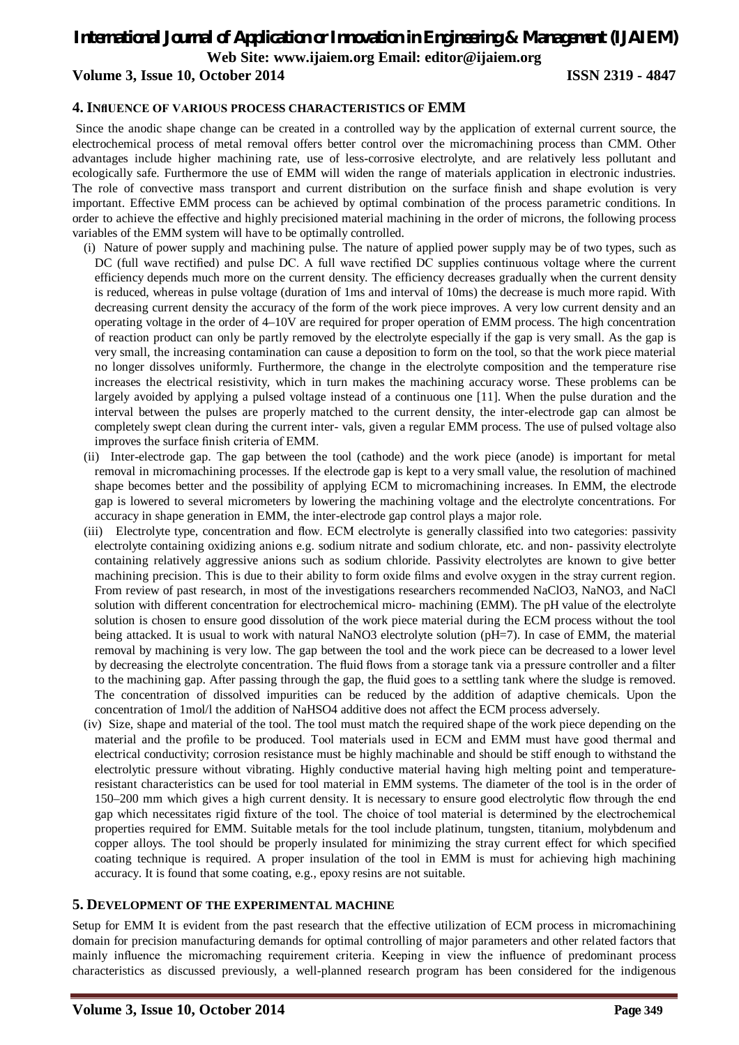## 4. INflUENCE OF VARIOUS PROCESS CHARACTERISTICS OF EMM

Since the anodic shape change can be created in a controlled way by the application of external current source, the electrochemical process of metal removal offers better control over the micromachining process than CMM. Other advantages include higher machining rate, use of less-corrosive electrolyte, and are relatively less pollutant and ecologically safe. Furthermore the use of EMM will widen the range of materials application in electronic industries. The role of convective mass transport and current distribution on the surface finish and shape evolution is very important. Effective EMM process can be achieved by optimal combination of the process parametric conditions. In order to achieve the effective and highly precisioned material machining in the order of microns, the following process variables of the EMM system will have to be optimally controlled.

(i) Nature of power supply and machining pulse. The nature of applied power supply may be of two types, such as DC (full wave rectified) and pulse DC. A full wave rectified DC supplies continuous voltage where the current efficiency depends much more on the current density. The efficiency decreases gradually when the current density is reduced, whereas in pulse voltage (duration of 1ms and interval of 10ms) the decrease is much more rapid. With decreasing current density the accuracy of the form of the work piece improves. A very low current density and an operating voltage in the order of 4–10V are required for proper operation of EMM process. The high concentration of reaction product can only be partly removed by the electrolyte especially if the gap is very small. As the gap is very small, the increasing contamination can cause a deposition to form on the tool, so that the work piece material no longer dissolves uniformly. Furthermore, the change in the electrolyte composition and the temperature rise increases the electrical resistivity, which in turn makes the machining accuracy worse. These problems can be largely avoided by applying a pulsed voltage instead of a continuous one [11]. When the pulse duration and the interval between the pulses are properly matched to the current density, the inter-electrode gap can almost be completely swept clean during the current inter- vals, given a regular EMM process. The use of pulsed voltage also improves the surface finish criteria of EMM.

(ii) Inter-electrode gap. The gap between the tool (cathode) and the work piece (anode) is important for metal removal in micromachining processes. If the electrode gap is kept to a very small value, the resolution of machined shape becomes better and the possibility of applying ECM to micromachining increases. In EMM, the electrode gap is lowered to several micrometers by lowering the machining voltage and the electrolyte concentrations. For accuracy in shape generation in EMM, the inter-electrode gap control plays a major role.

(iii) Electrolyte type, concentration and flow. ECM electrolyte is generally classified into two categories: passivity electrolyte containing oxidizing anions e.g. sodium nitrate and sodium chlorate, etc. and non- passivity electrolyte containing relatively aggressive anions such as sodium chloride. Passivity electrolytes are known to give better machining precision. This is due to their ability to form oxide films and evolve oxygen in the stray current region. From review of past research, in most of the investigations researchers recommended $NaClO_3$, $NaNO_3$, and NaCl solution with different concentration for electrochemical micro- machining (EMM). The pH value of the electrolyte solution is chosen to ensure good dissolution of the work piece material during the ECM process without the tool being attacked. It is usual to work with natural $NaNO_3$ electrolyte solution (pH=7). In case of EMM, the material removal by machining is very low. The gap between the tool and the work piece can be decreased to a lower level by decreasing the electrolyte concentration. The fluid flows from a storage tank via a pressure controller and a filter to the machining gap. After passing through the gap, the fluid goes to a settling tank where the sludge is removed. The concentration of dissolved impurities can be reduced by the addition of adaptive chemicals. Upon the concentration of 1mol/l the addition of $NaHSO_4$ additive does not affect the ECM process adversely.

(iv) Size, shape and material of the tool. The tool must match the required shape of the work piece depending on the material and the profile to be produced. Tool materials used in ECM and EMM must have good thermal and electrical conductivity; corrosion resistance must be highly machinable and should be stiff enough to withstand the electrolytic pressure without vibrating. Highly conductive material having high melting point and temperature-resistant characteristics can be used for tool material in EMM systems. The diameter of the tool is in the order of 150–200 mm which gives a high current density. It is necessary to ensure good electrolytic flow through the end gap which necessitates rigid fixture of the tool. The choice of tool material is determined by the electrochemical properties required for EMM. Suitable metals for the tool include platinum, tungsten, titanium, molybdenum and copper alloys. The tool should be properly insulated for minimizing the stray current effect for which specified coating technique is required. A proper insulation of the tool in EMM is must for achieving high machining accuracy. It is found that some coating, e.g., epoxy resins are not suitable.

## 5. DEVELOPMENT OF THE EXPERIMENTAL MACHINE

Setup for EMM It is evident from the past research that the effective utilization of ECM process in micromachining domain for precision manufacturing demands for optimal controlling of major parameters and other related factors that mainly influence the micromaching requirement criteria. Keeping in view the influence of predominant process characteristics as discussed previously, a well-planned research program has been considered for the indigenous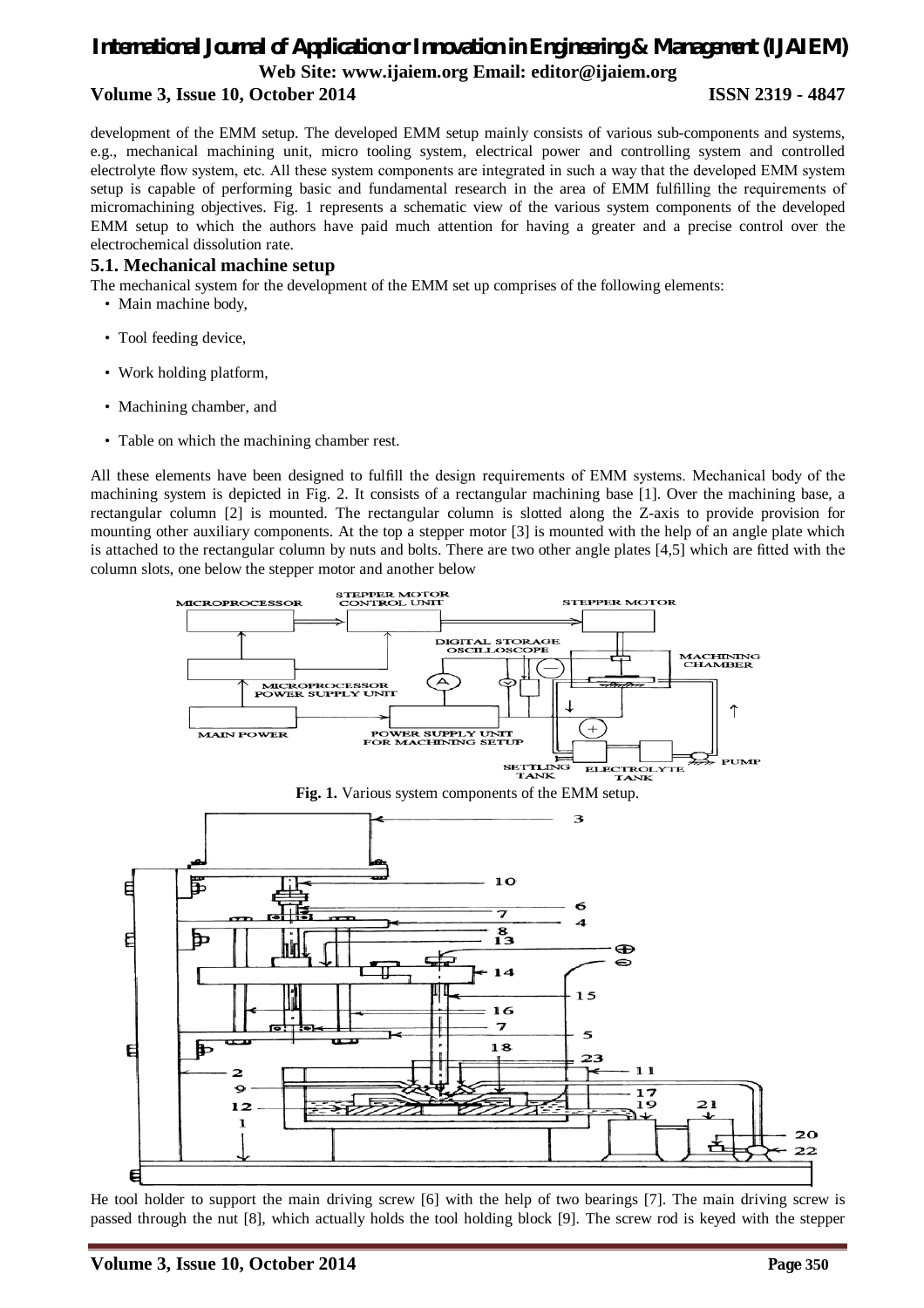development of the EMM setup. The developed EMM setup mainly consists of various sub-components and systems, e.g., mechanical machining unit, micro tooling system, electrical power and controlling system and controlled electrolyte flow system, etc. All these system components are integrated in such a way that the developed EMM system setup is capable of performing basic and fundamental research in the area of EMM fulfilling the requirements of micromachining objectives. Fig. 1 represents a schematic view of the various system components of the developed EMM setup to which the authors have paid much attention for having a greater and a precise control over the electrochemical dissolution rate.

### 5.1. Mechanical machine setup

The mechanical system for the development of the EMM set up comprises of the following elements:

- Main machine body,
- Tool feeding device,
- Work holding platform,
- Machining chamber, and
- Table on which the machining chamber rest.

All these elements have been designed to fulfill the design requirements of EMM systems. Mechanical body of the machining system is depicted in Fig. 2. It consists of a rectangular machining base [1]. Over the machining base, a rectangular column [2] is mounted. The rectangular column is slotted along the Z-axis to provide provision for mounting other auxiliary components. At the top a stepper motor [3] is mounted with the help of an angle plate which is attached to the rectangular column by nuts and bolts. There are two other angle plates [4,5] which are fitted with the column slots, one below the stepper motor and another below

**Fig. 1.** Various system components of the EMM setup.

He tool holder to support the main driving screw [6] with the help of two bearings [7]. The main driving screw is passed through the nut [8], which actually holds the tool holding block [9]. The screw rod is keyed with the stepper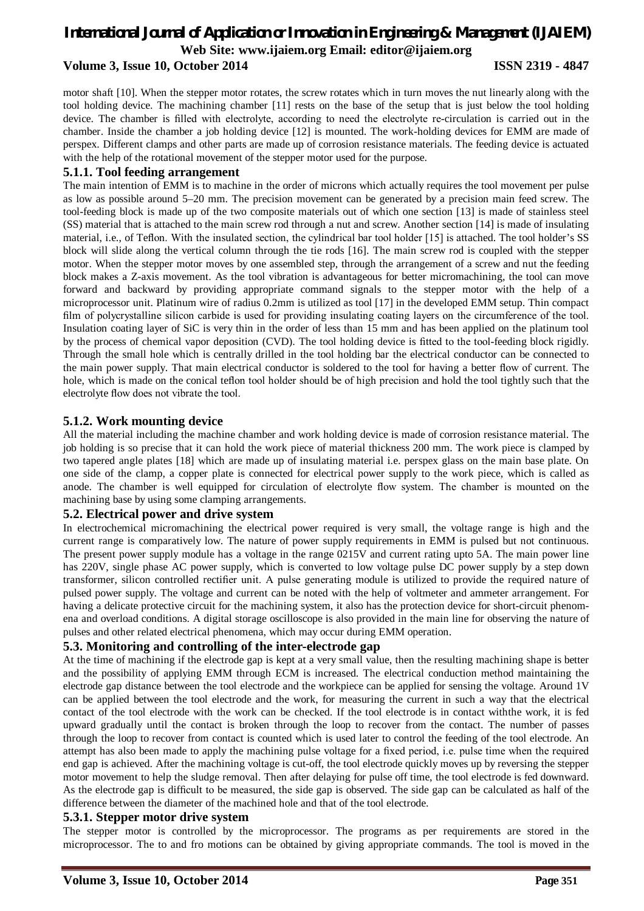motor shaft [10]. When the stepper motor rotates, the screw rotates which in turn moves the nut linearly along with the tool holding device. The machining chamber [11] rests on the base of the setup that is just below the tool holding device. The chamber is filled with electrolyte, according to need the electrolyte re-circulation is carried out in the chamber. Inside the chamber a job holding device [12] is mounted. The work-holding devices for EMM are made of perspex. Different clamps and other parts are made up of corrosion resistance materials. The feeding device is actuated with the help of the rotational movement of the stepper motor used for the purpose.

### 5.1.1. Tool feeding arrangement

The main intention of EMM is to machine in the order of microns which actually requires the tool movement per pulse as low as possible around 5–20 mm. The precision movement can be generated by a precision main feed screw. The tool-feeding block is made up of the two composite materials out of which one section [13] is made of stainless steel (SS) material that is attached to the main screw rod through a nut and screw. Another section [14] is made of insulating material, i.e., of Teflon. With the insulated section, the cylindrical bar tool holder [15] is attached. The tool holder's SS block will slide along the vertical column through the tie rods [16]. The main screw rod is coupled with the stepper motor. When the stepper motor moves by one assembled step, through the arrangement of a screw and nut the feeding block makes a Z-axis movement. As the tool vibration is advantageous for better micromachining, the tool can move forward and backward by providing appropriate command signals to the stepper motor with the help of a microprocessor unit. Platinum wire of radius 0.2mm is utilized as tool [17] in the developed EMM setup. Thin compact film of polycrystalline silicon carbide is used for providing insulating coating layers on the circumference of the tool. Insulation coating layer of SiC is very thin in the order of less than 15 mm and has been applied on the platinum tool by the process of chemical vapor deposition (CVD). The tool holding device is fitted to the tool-feeding block rigidly. Through the small hole which is centrally drilled in the tool holding bar the electrical conductor can be connected to the main power supply. That main electrical conductor is soldered to the tool for having a better flow of current. The hole, which is made on the conical teflon tool holder should be of high precision and hold the tool tightly such that the electrolyte flow does not vibrate the tool.

### 5.1.2. Work mounting device

All the material including the machine chamber and work holding device is made of corrosion resistance material. The job holding is so precise that it can hold the work piece of material thickness 200 mm. The work piece is clamped by two tapered angle plates [18] which are made up of insulating material i.e. perspex glass on the main base plate. On one side of the clamp, a copper plate is connected for electrical power supply to the work piece, which is called as anode. The chamber is well equipped for circulation of electrolyte flow system. The chamber is mounted on the machining base by using some clamping arrangements.

## 5.2. Electrical power and drive system

In electrochemical micromachining the electrical power required is very small, the voltage range is high and the current range is comparatively low. The nature of power supply requirements in EMM is pulsed but not continuous. The present power supply module has a voltage in the range 0215V and current rating upto 5A. The main power line has 220V, single phase AC power supply, which is converted to low voltage pulse DC power supply by a step down transformer, silicon controlled rectifier unit. A pulse generating module is utilized to provide the required nature of pulsed power supply. The voltage and current can be noted with the help of voltmeter and ammeter arrangement. For having a delicate protective circuit for the machining system, it also has the protection device for short-circuit phenomena and overload conditions. A digital storage oscilloscope is also provided in the main line for observing the nature of pulses and other related electrical phenomena, which may occur during EMM operation.

## 5.3. Monitoring and controlling of the inter-electrode gap

At the time of machining if the electrode gap is kept at a very small value, then the resulting machining shape is better and the possibility of applying EMM through ECM is increased. The electrical conduction method maintaining the electrode gap distance between the tool electrode and the workpiece can be applied for sensing the voltage. Around 1V can be applied between the tool electrode and the work, for measuring the current in such a way that the electrical contact of the tool electrode with the work can be checked. If the tool electrode is in contact withthe work, it is fed upward gradually until the contact is broken through the loop to recover from the contact. The number of passes through the loop to recover from contact is counted which is used later to control the feeding of the tool electrode. An attempt has also been made to apply the machining pulse voltage for a fixed period, i.e. pulse time when the required end gap is achieved. After the machining voltage is cut-off, the tool electrode quickly moves up by reversing the stepper motor movement to help the sludge removal. Then after delaying for pulse off time, the tool electrode is fed downward. As the electrode gap is difficult to be measured, the side gap is observed. The side gap can be calculated as half of the difference between the diameter of the machined hole and that of the tool electrode.

### 5.3.1. Stepper motor drive system

The stepper motor is controlled by the microprocessor. The programs as per requirements are stored in the microprocessor. The to and fro motions can be obtained by giving appropriate commands. The tool is moved in the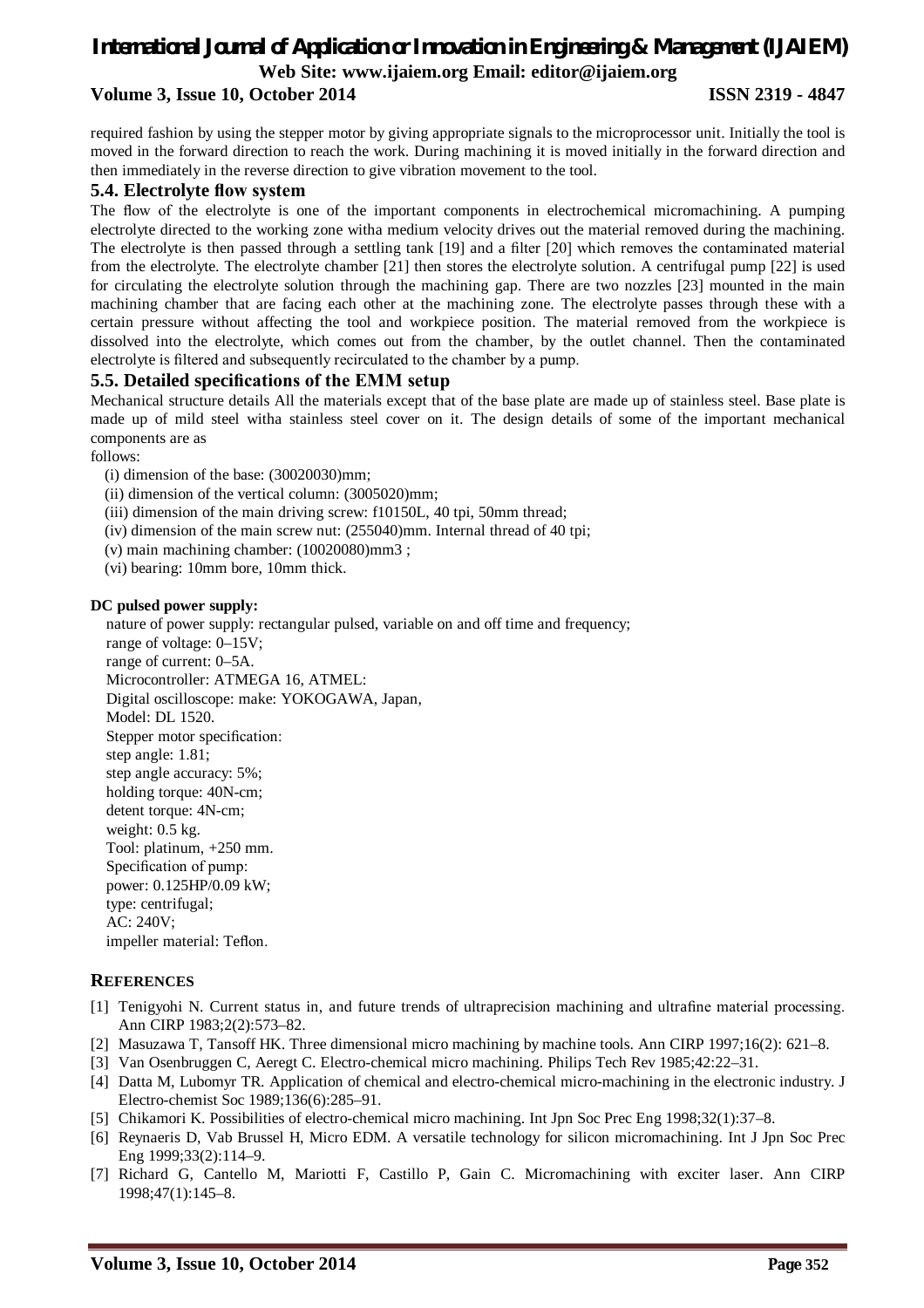required fashion by using the stepper motor by giving appropriate signals to the microprocessor unit. Initially the tool is moved in the forward direction to reach the work. During machining it is moved initially in the forward direction and then immediately in the reverse direction to give vibration movement to the tool.

### 5.4. Electrolyte flow system

The flow of the electrolyte is one of the important components in electrochemical micromachining. A pumping electrolyte directed to the working zone witha medium velocity drives out the material removed during the machining. The electrolyte is then passed through a settling tank [19] and a filter [20] which removes the contaminated material from the electrolyte. The electrolyte chamber [21] then stores the electrolyte solution. A centrifugal pump [22] is used for circulating the electrolyte solution through the machining gap. There are two nozzles [23] mounted in the main machining chamber that are facing each other at the machining zone. The electrolyte passes through these with a certain pressure without affecting the tool and workpiece position. The material removed from the workpiece is dissolved into the electrolyte, which comes out from the chamber, by the outlet channel. Then the contaminated electrolyte is filtered and subsequently recirculated to the chamber by a pump.

### 5.5. Detailed specifications of the EMM setup

Mechanical structure details All the materials except that of the base plate are made up of stainless steel. Base plate is made up of mild steel witha stainless steel cover on it. The design details of some of the important mechanical components are as

follows:

(i) dimension of the base: (30020030)mm;

(ii) dimension of the vertical column: (3005020)mm;

(iii) dimension of the main driving screw: f10150L, 40 tpi, 50mm thread;

(iv) dimension of the main screw nut: (255040)mm. Internal thread of 40 tpi;

(v) main machining chamber: (10020080)mm3 ;

(vi) bearing: 10mm bore, 10mm thick.

**DC pulsed power supply:**

nature of power supply: rectangular pulsed, variable on and off time and frequency;
range of voltage: 0–15V;
range of current: 0–5A.
Microcontroller: ATMEGA 16, ATMEL:
Digital oscilloscope: make: YOKOGAWA, Japan,
Model: DL 1520.
Stepper motor specification:
step angle: 1.81;
step angle accuracy: 5%;
holding torque: 40N-cm;
detent torque: 4N-cm;
weight: 0.5 kg.
Tool: platinum, +250 mm.
Specification of pump:
power: 0.125HP/0.09 kW;
type: centrifugal;
AC: 240V;
impeller material: Teflon.

## REFERENCES

[1] Tenigyohi N. Current status in, and future trends of ultraprecision machining and ultrafine material processing. Ann CIRP 1983;2(2):573–82.

[2] Masuzawa T, Tansoff HK. Three dimensional micro machining by machine tools. Ann CIRP 1997;16(2): 621–8.

[3] Van Osenbruggen C, Aeregt C. Electro-chemical micro machining. Philips Tech Rev 1985;42:22–31.

[4] Datta M, Lubomyr TR. Application of chemical and electro-chemical micro-machining in the electronic industry. J Electro-chemist Soc 1989;136(6):285–91.

[5] Chikamori K. Possibilities of electro-chemical micro machining. Int Jpn Soc Prec Eng 1998;32(1):37–8.

[6] Reynaeris D, Vab Brussel H, Micro EDM. A versatile technology for silicon micromachining. Int J Jpn Soc Prec Eng 1999;33(2):114–9.

[7] Richard G, Cantello M, Mariotti F, Castillo P, Gain C. Micromachining with exciter laser. Ann CIRP 1998;47(1):145–8.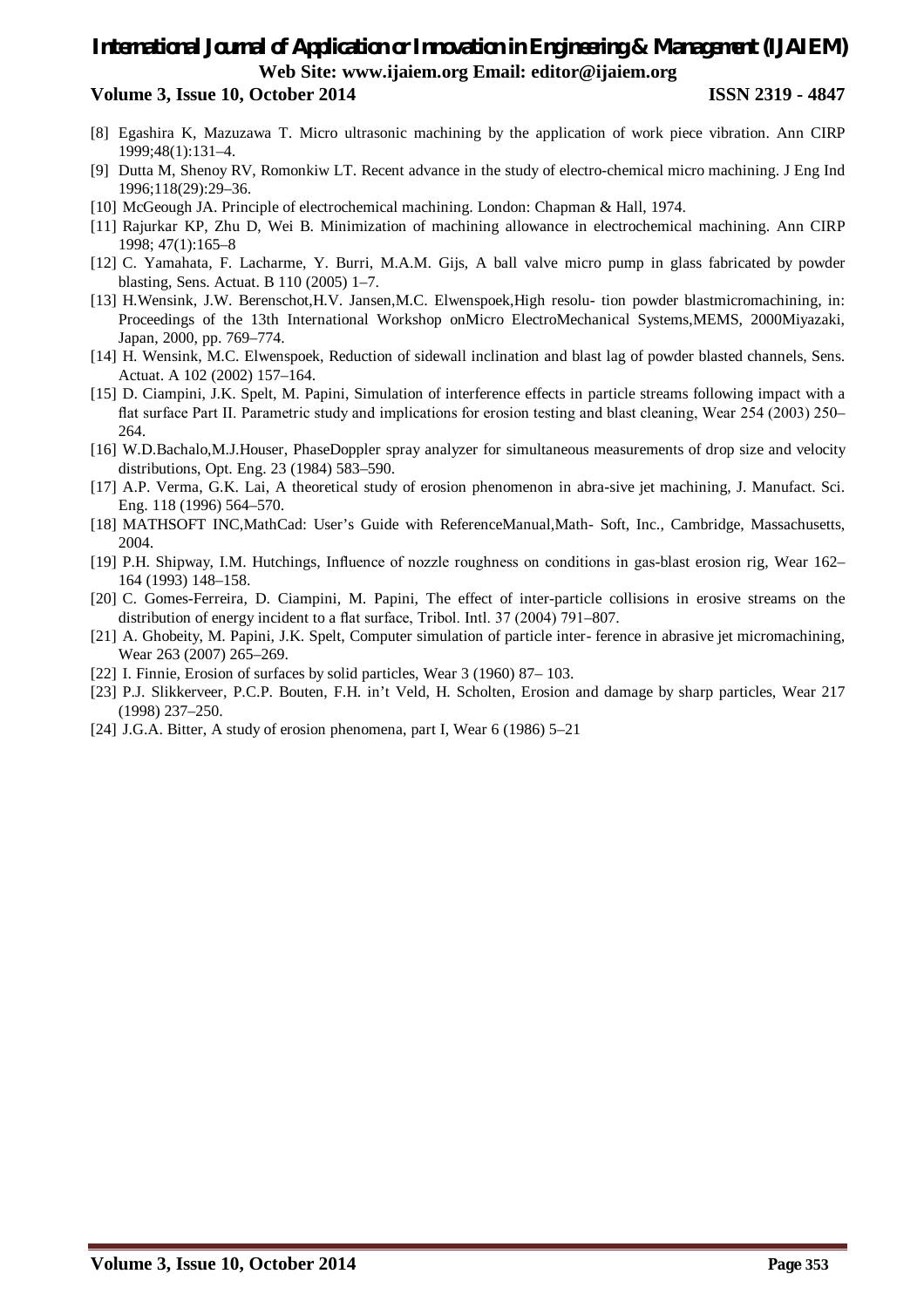[8] Egashira K, Mazuzawa T. Micro ultrasonic machining by the application of work piece vibration. Ann CIRP 1999;48(1):131–4.

[9] Dutta M, Shenoy RV, Romonkiw LT. Recent advance in the study of electro-chemical micro machining. J Eng Ind 1996;118(29):29–36.

[10] McGeough JA. Principle of electrochemical machining. London: Chapman & Hall, 1974.

[11] Rajurkar KP, Zhu D, Wei B. Minimization of machining allowance in electrochemical machining. Ann CIRP 1998; 47(1):165–8

[12] C. Yamahata, F. Lacharme, Y. Burri, M.A.M. Gijs, A ball valve micro pump in glass fabricated by powder blasting, Sens. Actuat. B 110 (2005) 1–7.

[13] H.Wensink, J.W. Berenschot,H.V. Jansen,M.C. Elwenspoek,High resolu- tion powder blastmicromachining, in: Proceedings of the 13th International Workshop onMicro ElectroMechanical Systems,MEMS, 2000Miyazaki, Japan, 2000, pp. 769–774.

[14] H. Wensink, M.C. Elwenspoek, Reduction of sidewall inclination and blast lag of powder blasted channels, Sens. Actuat. A 102 (2002) 157–164.

[15] D. Ciampini, J.K. Spelt, M. Papini, Simulation of interference effects in particle streams following impact with a flat surface Part II. Parametric study and implications for erosion testing and blast cleaning, Wear 254 (2003) 250–264.

[16] W.D.Bachalo,M.J.Houser, PhaseDoppler spray analyzer for simultaneous measurements of drop size and velocity distributions, Opt. Eng. 23 (1984) 583–590.

[17] A.P. Verma, G.K. Lai, A theoretical study of erosion phenomenon in abra-sive jet machining, J. Manufact. Sci. Eng. 118 (1996) 564–570.

[18] MATHSOFT INC,MathCad: User's Guide with ReferenceManual,Math- Soft, Inc., Cambridge, Massachusetts, 2004.

[19] P.H. Shipway, I.M. Hutchings, Influence of nozzle roughness on conditions in gas-blast erosion rig, Wear 162–164 (1993) 148–158.

[20] C. Gomes-Ferreira, D. Ciampini, M. Papini, The effect of inter-particle collisions in erosive streams on the distribution of energy incident to a flat surface, Tribol. Intl. 37 (2004) 791–807.

[21] A. Ghobeity, M. Papini, J.K. Spelt, Computer simulation of particle inter- ference in abrasive jet micromachining, Wear 263 (2007) 265–269.

[22] I. Finnie, Erosion of surfaces by solid particles, Wear 3 (1960) 87– 103.

[23] P.J. Slikkerveer, P.C.P. Bouten, F.H. in't Veld, H. Scholten, Erosion and damage by sharp particles, Wear 217 (1998) 237–250.

[24] J.G.A. Bitter, A study of erosion phenomena, part I, Wear 6 (1986) 5–21